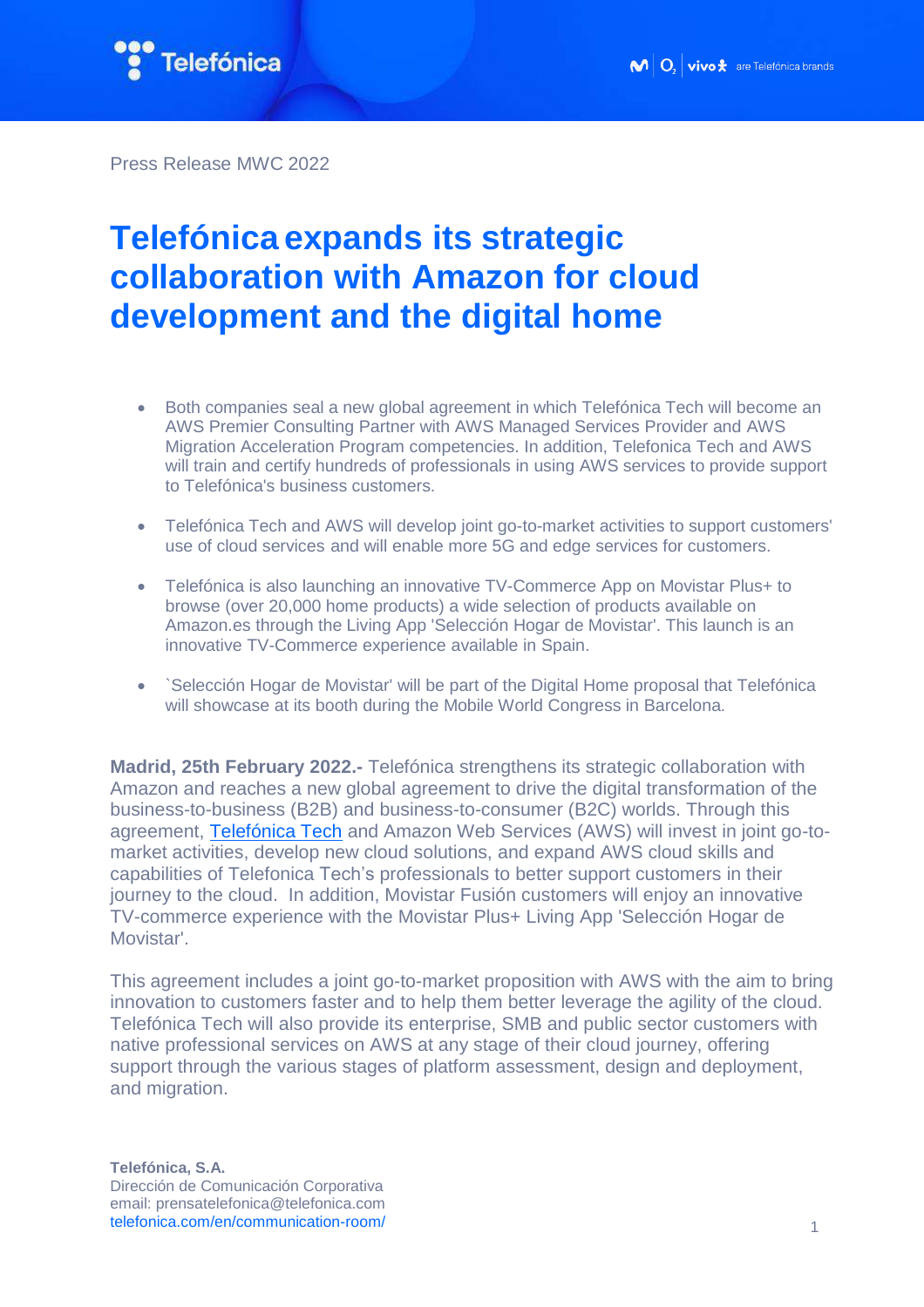Press Release MWC 2022

# Telefónica expands its strategic collaboration with Amazon for cloud development and the digital home

- Both companies seal a new global agreement in which Telefónica Tech will become an AWS Premier Consulting Partner with AWS Managed Services Provider and AWS Migration Acceleration Program competencies. In addition, Telefonica Tech and AWS will train and certify hundreds of professionals in using AWS services to provide support to Telefónica's business customers.

- Telefónica Tech and AWS will develop joint go-to-market activities to support customers' use of cloud services and will enable more 5G and edge services for customers.

- Telefónica is also launching an innovative TV-Commerce App on Movistar Plus+ to browse (over 20,000 home products) a wide selection of products available on Amazon.es through the Living App 'Selección Hogar de Movistar'. This launch is an innovative TV-Commerce experience available in Spain.

- `Selección Hogar de Movistar' will be part of the Digital Home proposal that Telefónica will showcase at its booth during the Mobile World Congress in Barcelona.

**Madrid, 25th February 2022.-** Telefónica strengthens its strategic collaboration with Amazon and reaches a new global agreement to drive the digital transformation of the business-to-business (B2B) and business-to-consumer (B2C) worlds. Through this agreement, Telefónica Tech and Amazon Web Services (AWS) will invest in joint go-to-market activities, develop new cloud solutions, and expand AWS cloud skills and capabilities of Telefonica Tech's professionals to better support customers in their journey to the cloud. In addition, Movistar Fusión customers will enjoy an innovative TV-commerce experience with the Movistar Plus+ Living App 'Selección Hogar de Movistar'.

This agreement includes a joint go-to-market proposition with AWS with the aim to bring innovation to customers faster and to help them better leverage the agility of the cloud. Telefónica Tech will also provide its enterprise, SMB and public sector customers with native professional services on AWS at any stage of their cloud journey, offering support through the various stages of platform assessment, design and deployment, and migration.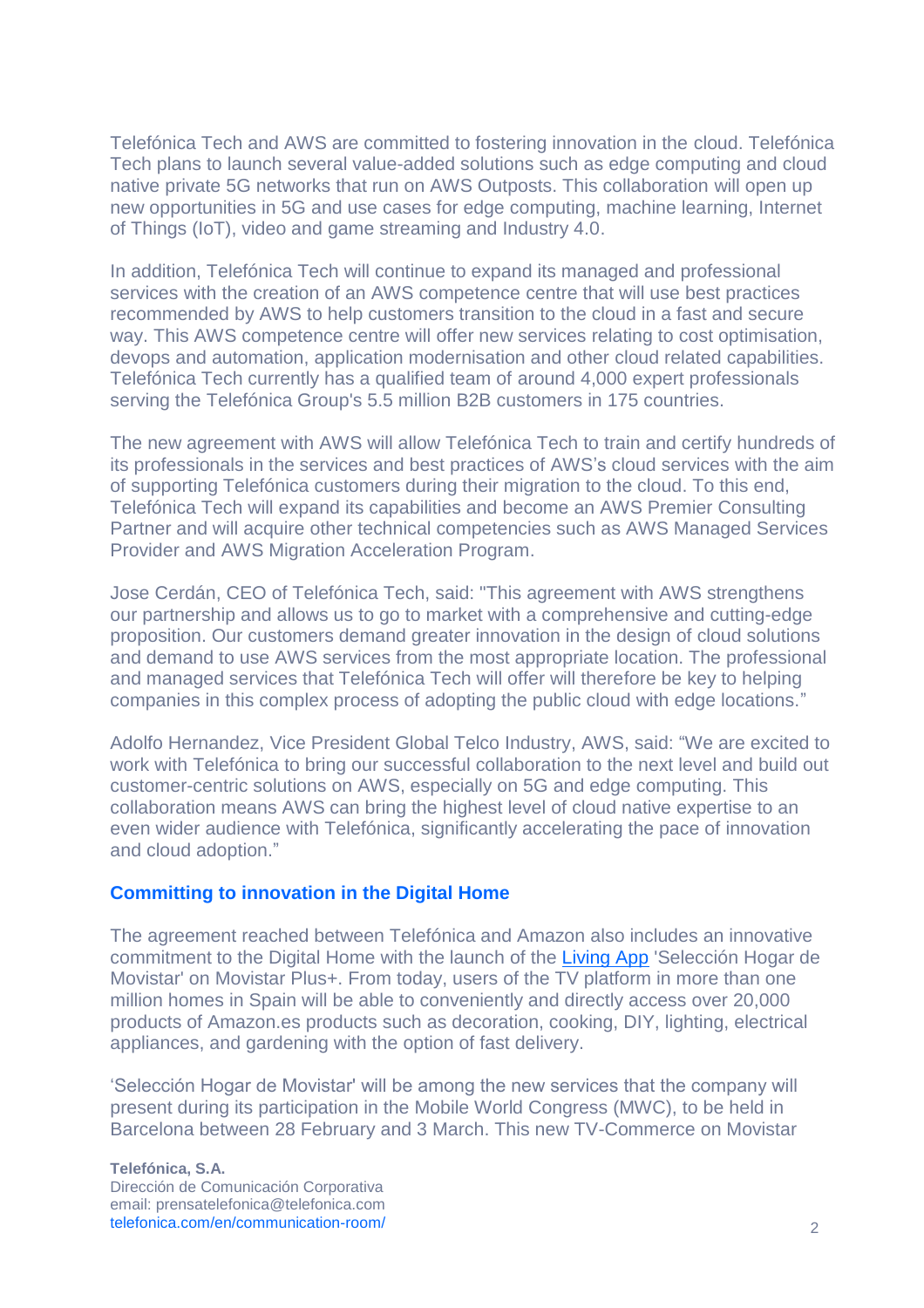Telefónica Tech and AWS are committed to fostering innovation in the cloud. Telefónica Tech plans to launch several value-added solutions such as edge computing and cloud native private 5G networks that run on AWS Outposts. This collaboration will open up new opportunities in 5G and use cases for edge computing, machine learning, Internet of Things (IoT), video and game streaming and Industry 4.0.

In addition, Telefónica Tech will continue to expand its managed and professional services with the creation of an AWS competence centre that will use best practices recommended by AWS to help customers transition to the cloud in a fast and secure way. This AWS competence centre will offer new services relating to cost optimisation, devops and automation, application modernisation and other cloud related capabilities. Telefónica Tech currently has a qualified team of around 4,000 expert professionals serving the Telefónica Group's 5.5 million B2B customers in 175 countries.

The new agreement with AWS will allow Telefónica Tech to train and certify hundreds of its professionals in the services and best practices of AWS's cloud services with the aim of supporting Telefónica customers during their migration to the cloud. To this end, Telefónica Tech will expand its capabilities and become an AWS Premier Consulting Partner and will acquire other technical competencies such as AWS Managed Services Provider and AWS Migration Acceleration Program.

Jose Cerdán, CEO of Telefónica Tech, said: "This agreement with AWS strengthens our partnership and allows us to go to market with a comprehensive and cutting-edge proposition. Our customers demand greater innovation in the design of cloud solutions and demand to use AWS services from the most appropriate location. The professional and managed services that Telefónica Tech will offer will therefore be key to helping companies in this complex process of adopting the public cloud with edge locations."

Adolfo Hernandez, Vice President Global Telco Industry, AWS, said: "We are excited to work with Telefónica to bring our successful collaboration to the next level and build out customer-centric solutions on AWS, especially on 5G and edge computing. This collaboration means AWS can bring the highest level of cloud native expertise to an even wider audience with Telefónica, significantly accelerating the pace of innovation and cloud adoption."

## Committing to innovation in the Digital Home

The agreement reached between Telefónica and Amazon also includes an innovative commitment to the Digital Home with the launch of the Living App 'Selección Hogar de Movistar' on Movistar Plus+. From today, users of the TV platform in more than one million homes in Spain will be able to conveniently and directly access over 20,000 products of Amazon.es products such as decoration, cooking, DIY, lighting, electrical appliances, and gardening with the option of fast delivery.

'Selección Hogar de Movistar' will be among the new services that the company will present during its participation in the Mobile World Congress (MWC), to be held in Barcelona between 28 February and 3 March. This new TV-Commerce on Movistar

**Telefónica, S.A.**
Dirección de Comunicación Corporativa
email: prensatelefonica@telefonica.com
telefonica.com/en/communication-room/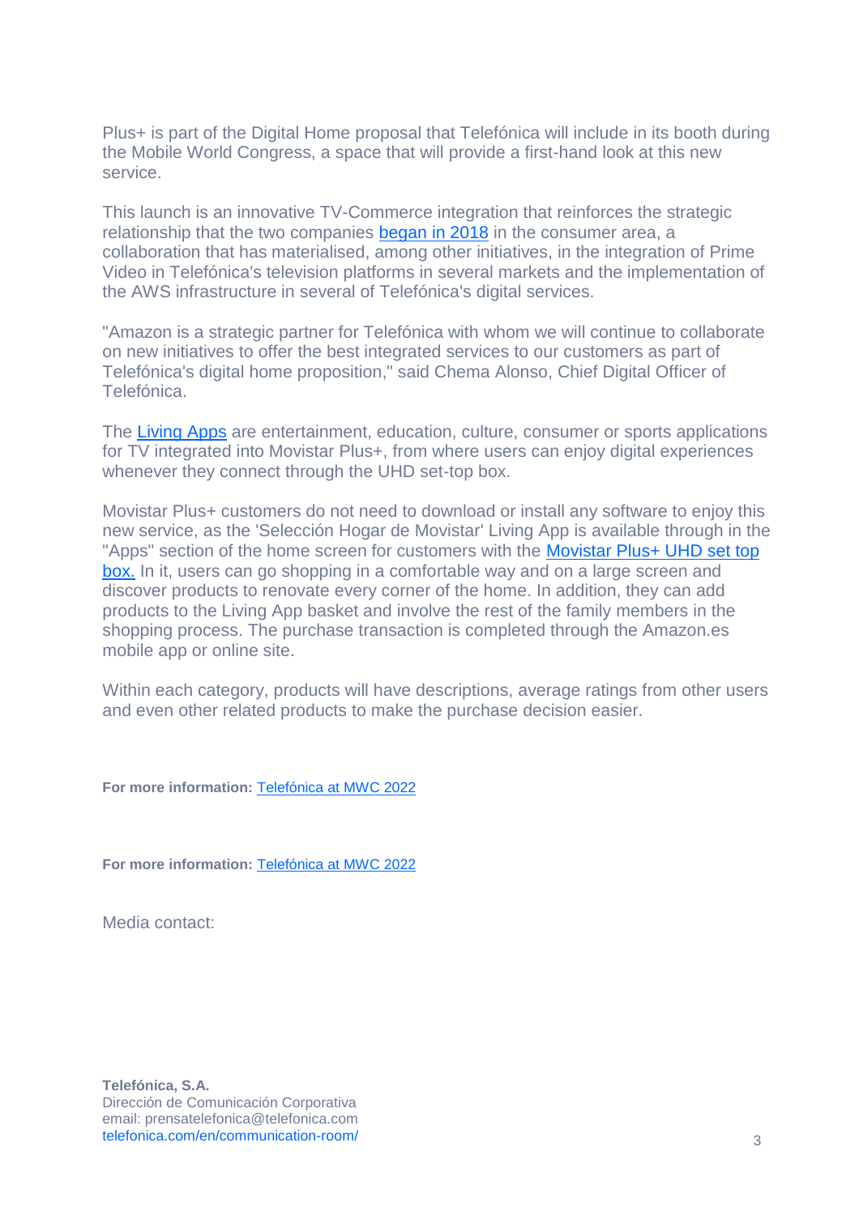Plus+ is part of the Digital Home proposal that Telefónica will include in its booth during the Mobile World Congress, a space that will provide a first-hand look at this new service.

This launch is an innovative TV-Commerce integration that reinforces the strategic relationship that the two companies began in 2018 in the consumer area, a collaboration that has materialised, among other initiatives, in the integration of Prime Video in Telefónica's television platforms in several markets and the implementation of the AWS infrastructure in several of Telefónica's digital services.

"Amazon is a strategic partner for Telefónica with whom we will continue to collaborate on new initiatives to offer the best integrated services to our customers as part of Telefónica's digital home proposition," said Chema Alonso, Chief Digital Officer of Telefónica.

The Living Apps are entertainment, education, culture, consumer or sports applications for TV integrated into Movistar Plus+, from where users can enjoy digital experiences whenever they connect through the UHD set-top box.

Movistar Plus+ customers do not need to download or install any software to enjoy this new service, as the 'Selección Hogar de Movistar' Living App is available through in the "Apps" section of the home screen for customers with the Movistar Plus+ UHD set top box. In it, users can go shopping in a comfortable way and on a large screen and discover products to renovate every corner of the home. In addition, they can add products to the Living App basket and involve the rest of the family members in the shopping process. The purchase transaction is completed through the Amazon.es mobile app or online site.

Within each category, products will have descriptions, average ratings from other users and even other related products to make the purchase decision easier.

**For more information:** Telefónica at MWC 2022

**For more information:** Telefónica at MWC 2022

Media contact:

**Telefónica, S.A.**
Dirección de Comunicación Corporativa
email: prensatelefonica@telefonica.com
telefonica.com/en/communication-room/